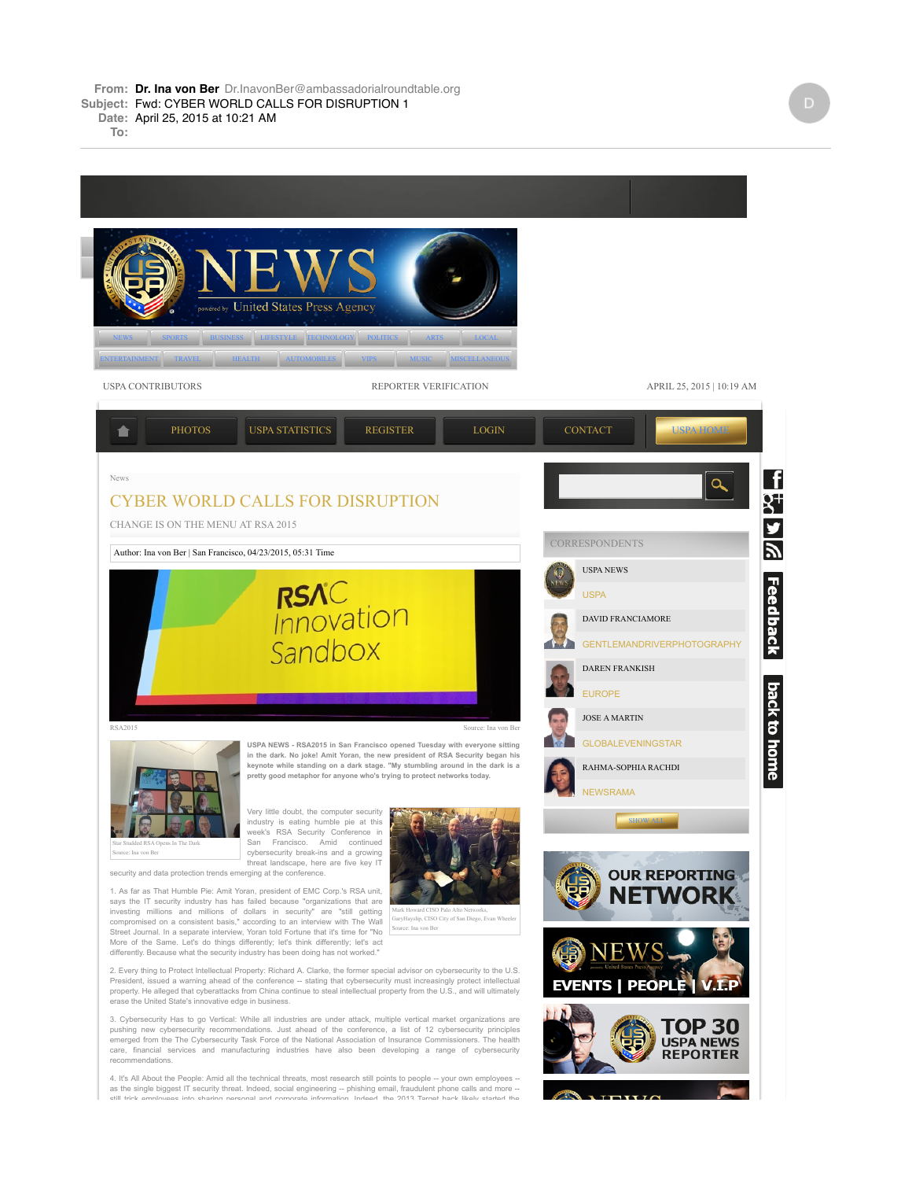**From:** **Dr. Ina von Ber** Dr.InavonBer@ambassadorialroundtable.org
**Subject:** Fwd: CYBER WORLD CALLS FOR DISRUPTION 1
**Date:** April 25, 2015 at 10:21 AM
**To:**

NEWS powered by United States Press Agency

NEWS | SPORTS | BUSINESS | LIFESTYLE | TECHNOLOGY | POLITICS | ARTS | LOCAL
ENTERTAINMENT | TRAVEL | HEALTH | AUTOMOBILES | VIPS | MUSIC | MISCELLANEOUS

USPA CONTRIBUTORS | REPORTER VERIFICATION | APRIL 25, 2015 | 10:19 AM

PHOTOS | USPA STATISTICS | REGISTER | LOGIN | CONTACT | USPA HOME

News

# CYBER WORLD CALLS FOR DISRUPTION

CHANGE IS ON THE MENU AT RSA 2015

Author: Ina von Ber | San Francisco, 04/23/2015, 05:31 Time

RSAC Innovation Sandbox

RSA2015 | Source: Ina von Ber

Star Studded RSA Opens In The Dark
Source: Ina von Ber

**USPA NEWS - RSA2015 in San Francisco opened Tuesday with everyone sitting in the dark. No joke! Amit Yoran, the new president of RSA Security began his keynote while standing on a dark stage. "My stumbling around in the dark is a pretty good metaphor for anyone who's trying to protect networks today.**

Very little doubt, the computer security industry is eating humble pie at this week's RSA Security Conference in San Francisco. Amid continued cybersecurity break-ins and a growing threat landscape, here are five key IT security and data protection trends emerging at the conference.

Mark Howard CISO Palo Alto Networks, GaryHayslip, CISO City of San Diego, Evan Wheeler
Source: Ina von Ber

1. As far as That Humble Pie: Amit Yoran, president of EMC Corp.'s RSA unit, says the IT security industry has failed because "organizations that are investing millions and millions of dollars in security" are "still getting compromised on a consistent basis," according to an interview with The Wall Street Journal. In a separate interview, Yoran told Fortune that it's time for "No More of the Same. Let's do things differently; let's think differently; let's act differently. Because what the security industry has been doing has not worked."

2. Every thing to Protect Intellectual Property: Richard A. Clarke, the former special advisor on cybersecurity to the U.S. President, issued a warning ahead of the conference -- stating that cybersecurity must increasingly protect intellectual property. He alleged that cyberattacks from China continue to steal intellectual property from the U.S., and will ultimately erase the United State's innovative edge in business.

3. Cybersecurity Has to go Vertical: While all industries are under attack, multiple vertical market organizations are pushing new cybersecurity recommendations. Just ahead of the conference, a list of 12 cybersecurity principles emerged from the The Cybersecurity Task Force of the National Association of Insurance Commissioners. The health care, financial services and manufacturing industries have also been developing a range of cybersecurity recommendations.

4. It's All About the People: Amid all the technical threats, most research still points to people -- your own employees -- as the single biggest IT security threat. Indeed, social engineering -- phishing email, fraudulent phone calls and more -- still trick employees into sharing personal and corporate information. Indeed, the 2013 Target hack likely started the

CORRESPONDENTS

- USPA NEWS — USPA
- DAVID FRANCIAMORE — GENTLEMANDRIVERPHOTOGRAPHY
- DAREN FRANKISH — EUROPE
- JOSE A MARTIN — GLOBALEVENINGSTAR
- RAHMA-SOPHIA RACHDI — NEWSRAMA

SHOW ALL

OUR REPORTING NETWORK

NEWS — EVENTS | PEOPLE | V.I.P

TOP 30 USPA NEWS REPORTER

Feedback | back to home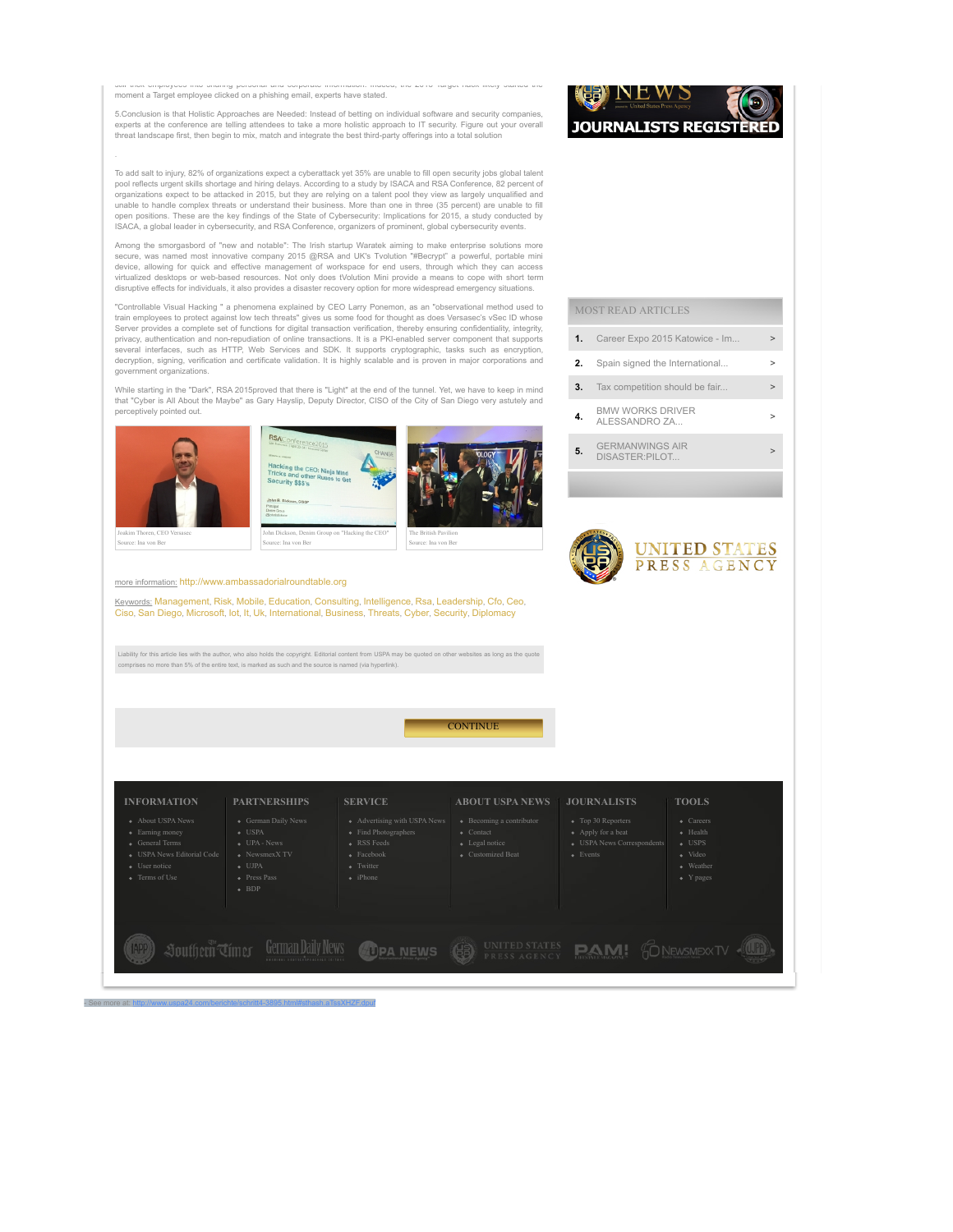moment a Target employee clicked on a phishing email, experts have stated.

5.Conclusion is that Holistic Approaches are Needed: Instead of betting on individual software and security companies, experts at the conference are telling attendees to take a more holistic approach to IT security. Figure out your overall threat landscape first, then begin to mix, match and integrate the best third-party offerings into a total solution

To add salt to injury, 82% of organizations expect a cyberattack yet 35% are unable to fill open security jobs global talent pool reflects urgent skills shortage and hiring delays. According to a study by ISACA and RSA Conference, 82 percent of organizations expect to be attacked in 2015, but they are relying on a talent pool they view as largely unqualified and unable to handle complex threats or understand their business. More than one in three (35 percent) are unable to fill open positions. These are the key findings of the State of Cybersecurity: Implications for 2015, a study conducted by ISACA, a global leader in cybersecurity, and RSA Conference, organizers of prominent, global cybersecurity events.

Among the smorgasbord of "new and notable": The Irish startup Waratek aiming to make enterprise solutions more secure, was named most innovative company 2015 @RSA and UK's Tvolution "#Becrypt" a powerful, portable mini device, allowing for quick and effective management of workspace for end users, through which they can access virtualized desktops or web-based resources. Not only does tVolution Mini provide a means to cope with short term disruptive effects for individuals, it also provides a disaster recovery option for more widespread emergency situations.

"Controllable Visual Hacking " a phenomena explained by CEO Larry Ponemon, as an "observational method used to train employees to protect against low tech threats" gives us some food for thought as does Versasec's vSec ID whose Server provides a complete set of functions for digital transaction verification, thereby ensuring confidentiality, integrity, privacy, authentication and non-repudiation of online transactions. It is a PKI-enabled server component that supports several interfaces, such as HTTP, Web Services and SDK. It supports cryptographic, tasks such as encryption, decryption, signing, verification and certificate validation. It is highly scalable and is proven in major corporations and government organizations.

While starting in the "Dark", RSA 2015proved that there is "Light" at the end of the tunnel. Yet, we have to keep in mind that "Cyber is All About the Maybe" as Gary Hayslip, Deputy Director, CISO of the City of San Diego very astutely and perceptively pointed out.

Joakim Thoren, CEO Versasec
Source: Ina von Ber

John Dickson, Denim Group on "Hacking the CEO"
Source: Ina von Ber

The British Pavilion
Source: Ina von Ber

more information: http://www.ambassadorialroundtable.org

Keywords: Management, Risk, Mobile, Education, Consulting, Intelligence, Rsa, Leadership, Cfo, Ceo, Ciso, San Diego, Microsoft, Iot, It, Uk, International, Business, Threats, Cyber, Security, Diplomacy

Liability for this article lies with the author, who also holds the copyright. Editorial content from USPA may be quoted on other websites as long as the quote comprises no more than 5% of the entire text, is marked as such and the source is named (via hyperlink).

CONTINUE

JOURNALISTS REGISTERED

MOST READ ARTICLES

1. Career Expo 2015 Katowice - Im...
2. Spain signed the International...
3. Tax competition should be fair...
4. BMW WORKS DRIVER ALESSANDRO ZA...
5. GERMANWINGS AIR DISASTER:PILOT...

UNITED STATES PRESS AGENCY

**INFORMATION**
- About USPA News
- Earning money
- General Terms
- USPA News Editorial Code
- User notice
- Terms of Use

**PARTNERSHIPS**
- German Daily News
- USPA
- UPA - News
- NewsmexX TV
- UJPA
- Press Pass
- BDP

**SERVICE**
- Advertising with USPA News
- Find Photographers
- RSS Feeds
- Facebook
- Twitter
- iPhone

**ABOUT USPA NEWS**
- Becoming a contributor
- Contact
- Legal notice
- Customized Beat

**JOURNALISTS**
- Top 30 Reporters
- Apply for a beat
- USPA News Correspondents
- Events

**TOOLS**
- Careers
- Health
- USPS
- Video
- Weather
- Y pages

- See more at: http://www.uspa24.com/bericht-/schritt4-3895.html#sthash.aTssXHZF.dpuf